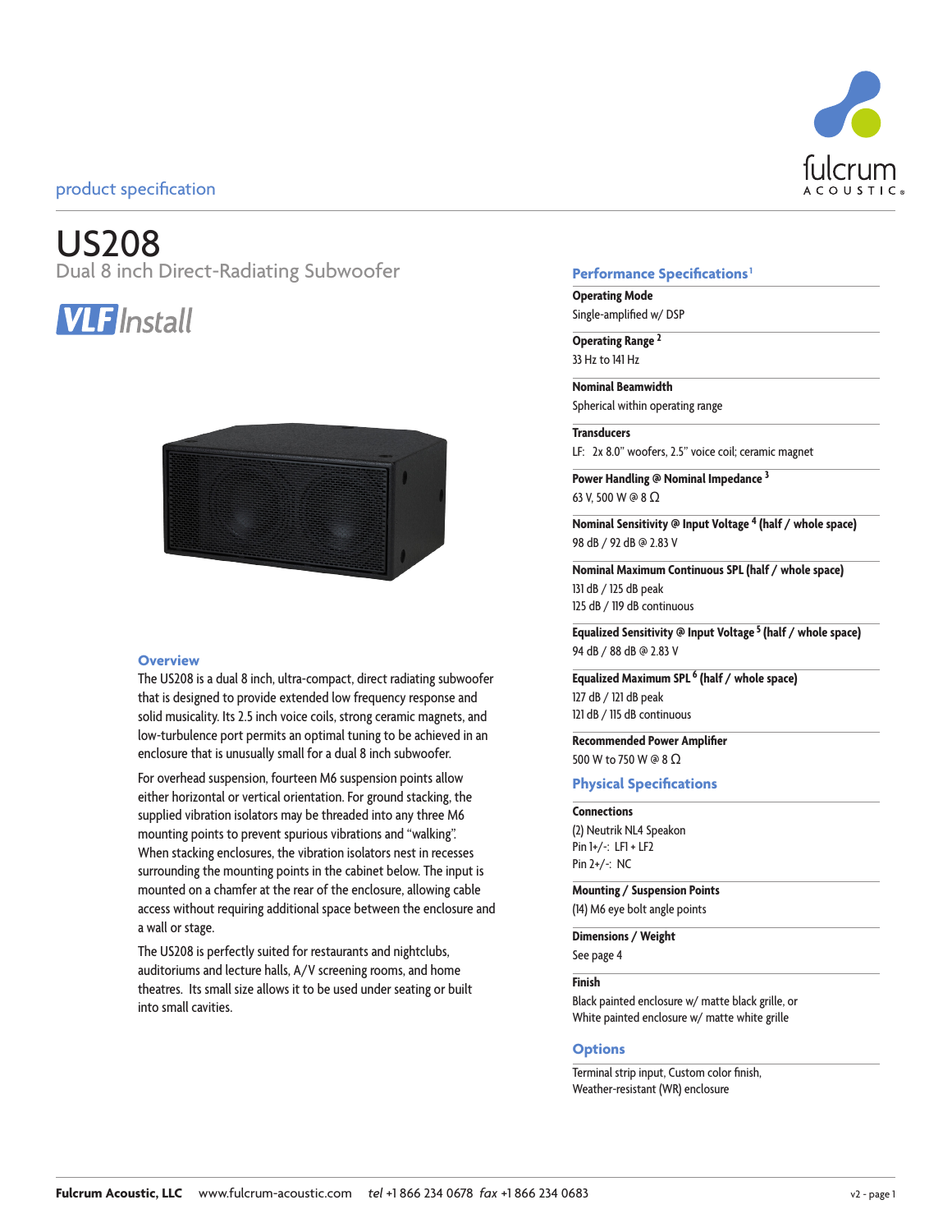product specification

# US208

## Dual 8 inch Direct-Radiating Subwoofer

**VLF** *Install*

### Overview

The US208 is a dual 8 inch, ultra-compact, direct radiating subwoofer that is designed to provide extended low frequency response and solid musicality. Its 2.5 inch voice coils, strong ceramic magnets, and low-turbulence port permits an optimal tuning to be achieved in an enclosure that is unusually small for a dual 8 inch subwoofer.

For overhead suspension, fourteen M6 suspension points allow either horizontal or vertical orientation. For ground stacking, the supplied vibration isolators may be threaded into any three M6 mounting points to prevent spurious vibrations and "walking". When stacking enclosures, the vibration isolators nest in recesses surrounding the mounting points in the cabinet below. The input is mounted on a chamfer at the rear of the enclosure, allowing cable access without requiring additional space between the enclosure and a wall or stage.

The US208 is perfectly suited for restaurants and nightclubs, auditoriums and lecture halls, A/V screening rooms, and home theatres. Its small size allows it to be used under seating or built into small cavities.

### Performance Specifications[1]

**Operating Mode**
Single-amplified w/ DSP

**Operating Range [2]**
33 Hz to 141 Hz

**Nominal Beamwidth**
Spherical within operating range

**Transducers**
LF: 2x 8.0" woofers, 2.5" voice coil; ceramic magnet

**Power Handling @ Nominal Impedance [3]**
63 V, 500 W @ 8 Ω

**Nominal Sensitivity @ Input Voltage [4] (half / whole space)**
98 dB / 92 dB @ 2.83 V

**Nominal Maximum Continuous SPL (half / whole space)**
131 dB / 125 dB peak
125 dB / 119 dB continuous

**Equalized Sensitivity @ Input Voltage [5] (half / whole space)**
94 dB / 88 dB @ 2.83 V

**Equalized Maximum SPL [6] (half / whole space)**
127 dB / 121 dB peak
121 dB / 115 dB continuous

**Recommended Power Amplifier**
500 W to 750 W @ 8 Ω

### Physical Specifications

**Connections**
(2) Neutrik NL4 Speakon
Pin 1+/-: LF1 + LF2
Pin 2+/-: NC

**Mounting / Suspension Points**
(14) M6 eye bolt angle points

**Dimensions / Weight**
See page 4

**Finish**
Black painted enclosure w/ matte black grille, or
White painted enclosure w/ matte white grille

### Options

Terminal strip input, Custom color finish,
Weather-resistant (WR) enclosure

**Fulcrum Acoustic, LLC** www.fulcrum-acoustic.com *tel* +1 866 234 0678 *fax* +1 866 234 0683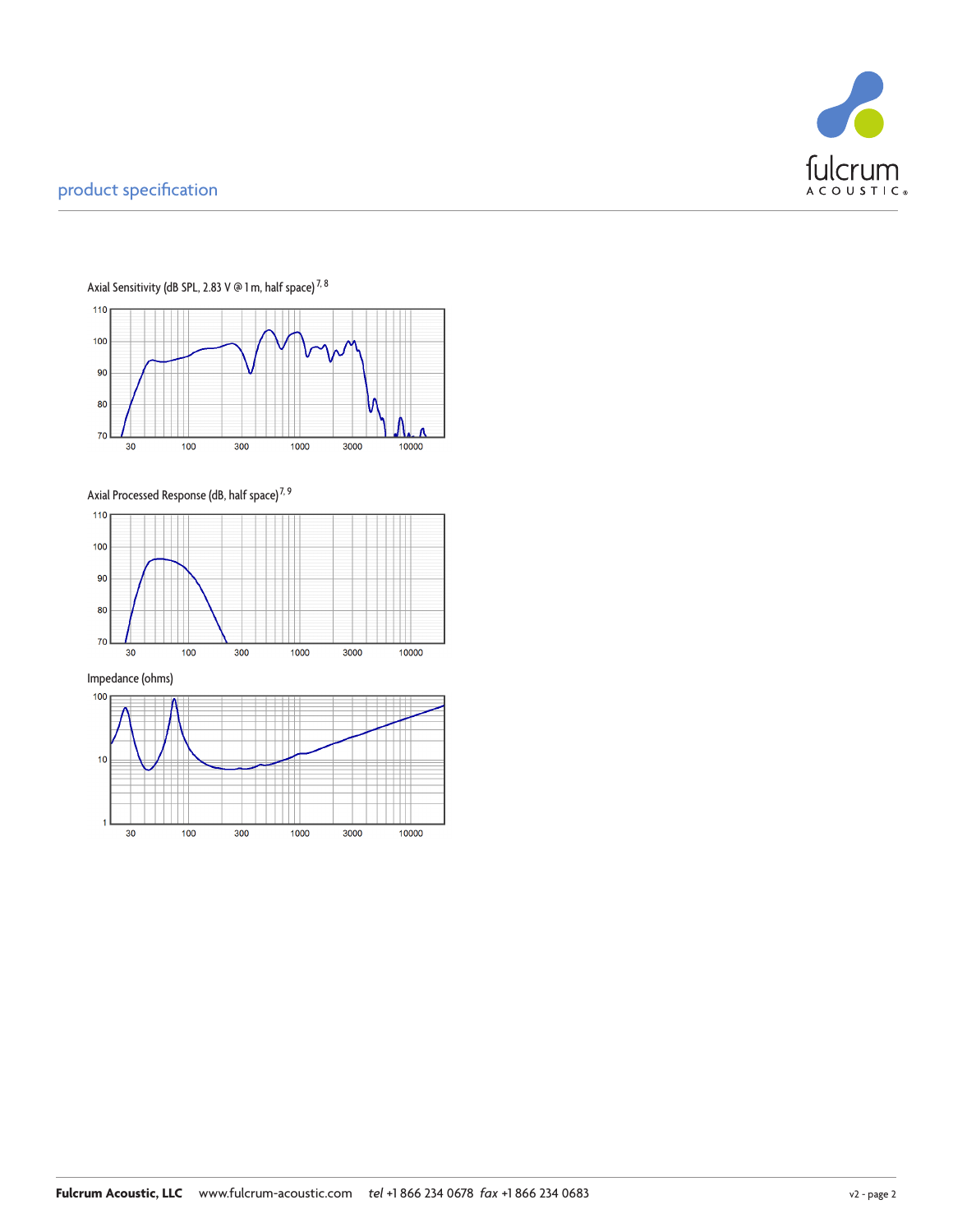## product specification

Axial Sensitivity (dB SPL, 2.83 V @ 1 m, half space) [7, 8]

110
100
90
80
70

30 100 300 1000 3000 10000

Axial Processed Response (dB, half space) [7, 9]

110
100
90
80
70

30 100 300 1000 3000 10000

Impedance (ohms)

100
10
1

30 100 300 1000 3000 10000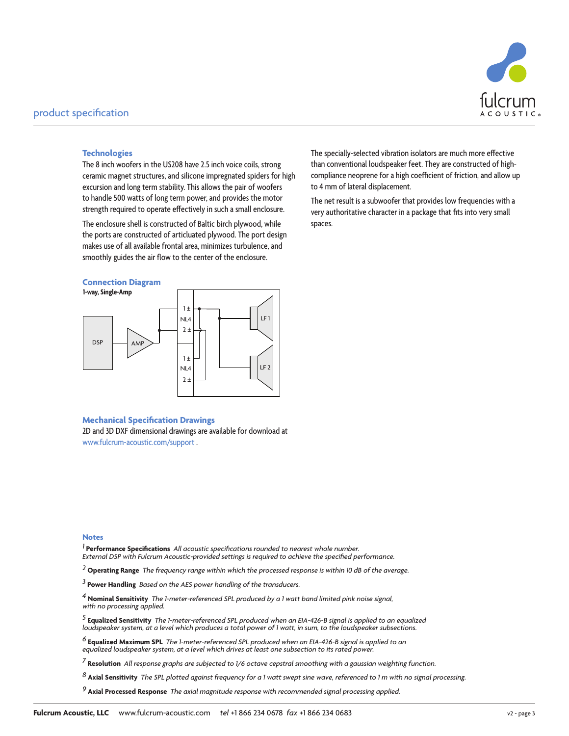## Technologies

The 8 inch woofers in the US208 have 2.5 inch voice coils, strong ceramic magnet structures, and silicone impregnated spiders for high excursion and long term stability. This allows the pair of woofers to handle 500 watts of long term power, and provides the motor strength required to operate effectively in such a small enclosure.

The enclosure shell is constructed of Baltic birch plywood, while the ports are constructed of articluated plywood. The port design makes use of all available frontal area, minimizes turbulence, and smoothly guides the air flow to the center of the enclosure.

The specially-selected vibration isolators are much more effective than conventional loudspeaker feet. They are constructed of high-compliance neoprene for a high coefficient of friction, and allow up to 4 mm of lateral displacement.

The net result is a subwoofer that provides low frequencies with a very authoritative character in a package that fits into very small spaces.

## Connection Diagram

**1-way, Single-Amp**

DSP — AMP — NL4 (1 ±, 2 ±) / NL4 (1 ±, 2 ±) — LF 1, LF 2

## Mechanical Specification Drawings

2D and 3D DXF dimensional drawings are available for download at www.fulcrum-acoustic.com/support .

## Notes

[1] **Performance Specifications** *All acoustic specifications rounded to nearest whole number. External DSP with Fulcrum Acoustic-provided settings is required to achieve the specified performance.*

[2] **Operating Range** *The frequency range within which the processed response is within 10 dB of the average.*

[3] **Power Handling** *Based on the AES power handling of the transducers.*

[4] **Nominal Sensitivity** *The 1-meter-referenced SPL produced by a 1 watt band limited pink noise signal, with no processing applied.*

[5] **Equalized Sensitivity** *The 1-meter-referenced SPL produced when an EIA-426-B signal is applied to an equalized loudspeaker system, at a level which produces a total power of 1 watt, in sum, to the loudspeaker subsections.*

[6] **Equalized Maximum SPL** *The 1-meter-referenced SPL produced when an EIA-426-B signal is applied to an equalized loudspeaker system, at a level which drives at least one subsection to its rated power.*

[7] **Resolution** *All response graphs are subjected to 1/6 octave cepstral smoothing with a gaussian weighting function.*

[8] **Axial Sensitivity** *The SPL plotted against frequency for a 1 watt swept sine wave, referenced to 1 m with no signal processing.*

[9] **Axial Processed Response** *The axial magnitude response with recommended signal processing applied.*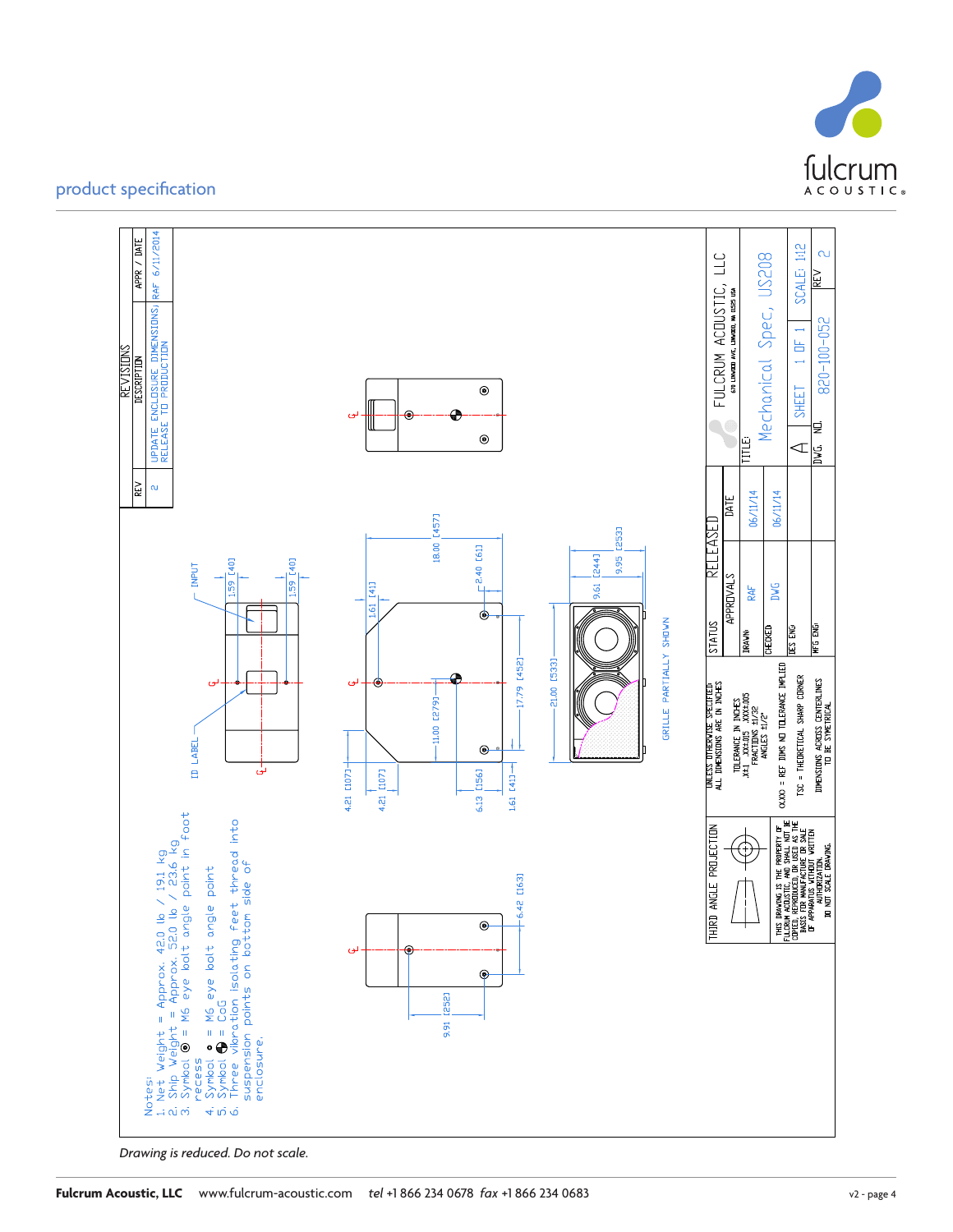## product specification

Notes:

1. Net Weight = Approx. 42.0 lb / 19.1 kg
2. Ship Weight = Approx. 52.0 lb / 23.6 kg
3. Symbol ◉ = M6 eye bolt angle point in foot recess
4. Symbol • = M6 eye bolt angle point
5. Symbol ◐ = CoG
6. Three vibration isolating feet thread into suspension points on bottom side of enclosure.

ID LABEL

INPUT

1.59 [40]

1.59 [40]

18.00 [457]

1.61 [41]

2.40 [61]

11.00 [279]

17.79 [452]

21.00 [533]

4.21 [107]

4.21 [107]

6.13 [156]

1.61 [41]

9.61 [244]

9.95 [253]

GRILLE PARTIALLY SHOWN

6.42 [163]

9.91 [252]

| REVISIONS | | |
|---|---|---|
| REV | DESCRIPTION | APPR / DATE |
| 2 | UPDATE ENCLOSURE DIMENSIONS; RELEASE TO PRODUCTION | RAF 6/11/2014 |

THIRD ANGLE PROJECTION

THIS DRAWING IS THE PROPERTY OF FULCRUM ACOUSTIC, AND SHALL NOT BE COPIED, REPRODUCED, OR USED AS THE BASIS FOR MANUFACTURE OR SALE OF APPARATUS WITHOUT WRITTEN AUTHORIZATION. DO NOT SCALE DRAWING.

UNLESS OTHERWISE SPECIFIED ALL DIMENSIONS ARE IN INCHES

TOLERANCE IN INCHES X±.1 .XX±.015 .XXX±.005 FRACTIONS ±1/32 ANGLES ±1/2°

(X.XX) = REF DIMS NO TOLERANCE IMPLIED

TSC = THEORETICAL SHARP CORNER

DIMENSIONS ACROSS CENTERLINES TO BE SYMETRICAL

| STATUS | RELEASED | |
|---|---|---|
| APPROVALS | | DATE |
| DRAWN | RAF | 06/11/14 |
| CHECKED | DWG | 06/11/14 |
| DES ENG | | |
| MFG ENG | | |

FULCRUM ACOUSTIC, LLC
678 LINWOOD AVE, LINWOOD, MA 01525 USA

TITLE: Mechanical Spec, US208

A SHEET 1 OF 1 SCALE: 1:12

DWG. NO. 820-100-052 REV 2

*Drawing is reduced. Do not scale.*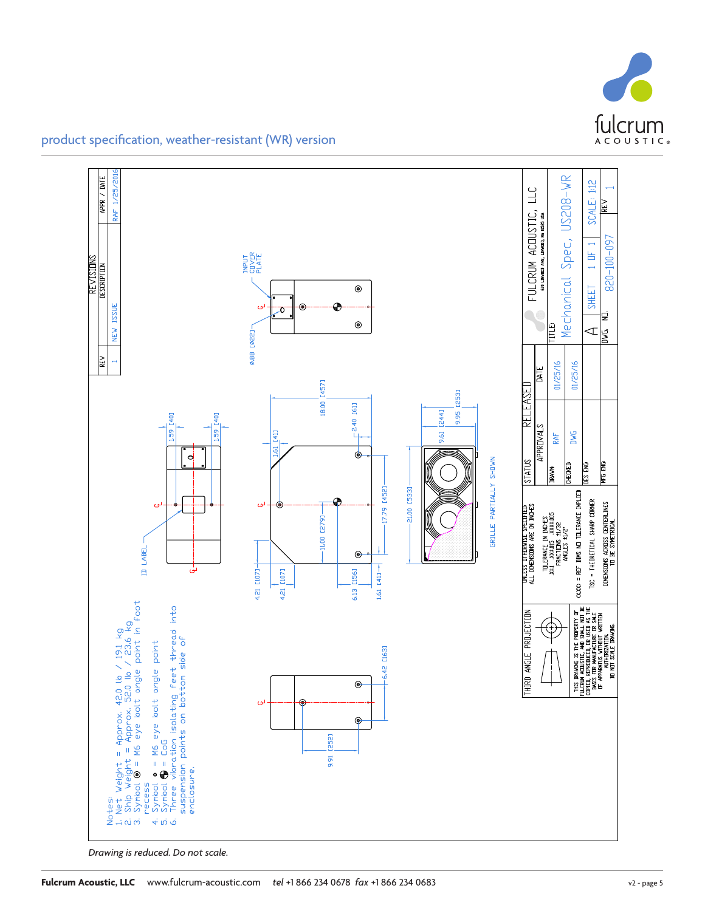## product specification, weather-resistant (WR) version

Notes:
1. Net Weight = Approx. 42.0 lb / 19.1 kg
2. Ship Weight = Approx. 52.0 lb / 23.6 kg
3. Symbol ◉ = M6 eye bolt angle point in foot recess
4. Symbol ● = M6 eye bolt angle point
5. Symbol ⊕ = CoG
6. Three vibration isolating feet thread into suspension points on bottom side of enclosure.

ID LABEL

INPUT COVER PLATE

Ø.88 [Ø22]

1.59 [40]
1.59 [40]
1.61 [41]
2.40 [61]
18.00 [457]
11.00 [279]
17.79 [452]
21.00 [533]
4.21 [107]
4.21 [107]
6.13 [156]
1.61 [41]
9.61 [244]
9.95 [253]
6.42 [163]
9.91 [252]

GRILLE PARTIALLY SHOWN

| REVISIONS | | |
|---|---|---|
| REV | DESCRIPTION | APPR / DATE |
| 1 | NEW ISSUE | RAF 1/25/2016 |

THIRD ANGLE PROJECTION

THIS DRAWING IS THE PROPERTY OF FULCRUM ACOUSTIC, AND SHALL NOT BE COPIED, REPRODUCED, OR USED AS THE BASIS FOR MANUFACTURE OR SALE OF APPARATUS WITHOUT WRITTEN AUTHORIZATION. DO NOT SCALE DRAWING.

UNLESS OTHERWISE SPECIFIED ALL DIMENSIONS ARE IN INCHES

TOLERANCE IN INCHES
X±.1 .XX±.015 .XXX±.005
FRACTIONS ±1/32
ANGLES ±1/2°

(X.XX) = REF DIMS NO TOLERANCE IMPLIED

TSC = THEORETICAL SHARP CORNER

DIMENSIONS ACROSS CENTERLINES TO BE SYMETRICAL

| STATUS | RELEASED | |
|---|---|---|
| | APPROVALS | DATE |
| DRAWN | RAF | 01/25/16 |
| CHECKED | DWG | 01/25/16 |
| DES ENG | | |
| MFG ENG | | |

FULCRUM ACOUSTIC, LLC
670 LINWOOD AVE. LINWOOD, MA 01525 USA

TITLE: Mechanical Spec, US208-WR

A SHEET 1 OF 1 SCALE: 1:12

DWG. NO. 820-100-097 REV 1

*Drawing is reduced. Do not scale.*